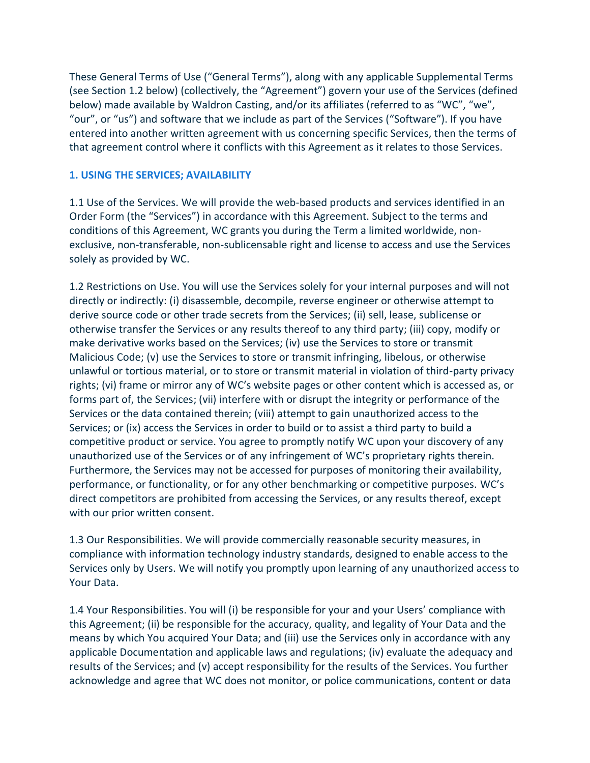These General Terms of Use ("General Terms"), along with any applicable Supplemental Terms (see Section 1.2 below) (collectively, the "Agreement") govern your use of the Services (defined below) made available by Waldron Casting, and/or its affiliates (referred to as "WC", "we", "our", or "us") and software that we include as part of the Services ("Software"). If you have entered into another written agreement with us concerning specific Services, then the terms of that agreement control where it conflicts with this Agreement as it relates to those Services.

## 1. USING THE SERVICES; AVAILABILITY

1.1 Use of the Services. We will provide the web-based products and services identified in an Order Form (the "Services") in accordance with this Agreement. Subject to the terms and conditions of this Agreement, WC grants you during the Term a limited worldwide, non-exclusive, non-transferable, non-sublicensable right and license to access and use the Services solely as provided by WC.

1.2 Restrictions on Use. You will use the Services solely for your internal purposes and will not directly or indirectly: (i) disassemble, decompile, reverse engineer or otherwise attempt to derive source code or other trade secrets from the Services; (ii) sell, lease, sublicense or otherwise transfer the Services or any results thereof to any third party; (iii) copy, modify or make derivative works based on the Services; (iv) use the Services to store or transmit Malicious Code; (v) use the Services to store or transmit infringing, libelous, or otherwise unlawful or tortious material, or to store or transmit material in violation of third-party privacy rights; (vi) frame or mirror any of WC's website pages or other content which is accessed as, or forms part of, the Services; (vii) interfere with or disrupt the integrity or performance of the Services or the data contained therein; (viii) attempt to gain unauthorized access to the Services; or (ix) access the Services in order to build or to assist a third party to build a competitive product or service. You agree to promptly notify WC upon your discovery of any unauthorized use of the Services or of any infringement of WC's proprietary rights therein. Furthermore, the Services may not be accessed for purposes of monitoring their availability, performance, or functionality, or for any other benchmarking or competitive purposes. WC's direct competitors are prohibited from accessing the Services, or any results thereof, except with our prior written consent.

1.3 Our Responsibilities. We will provide commercially reasonable security measures, in compliance with information technology industry standards, designed to enable access to the Services only by Users. We will notify you promptly upon learning of any unauthorized access to Your Data.

1.4 Your Responsibilities. You will (i) be responsible for your and your Users' compliance with this Agreement; (ii) be responsible for the accuracy, quality, and legality of Your Data and the means by which You acquired Your Data; and (iii) use the Services only in accordance with any applicable Documentation and applicable laws and regulations; (iv) evaluate the adequacy and results of the Services; and (v) accept responsibility for the results of the Services. You further acknowledge and agree that WC does not monitor, or police communications, content or data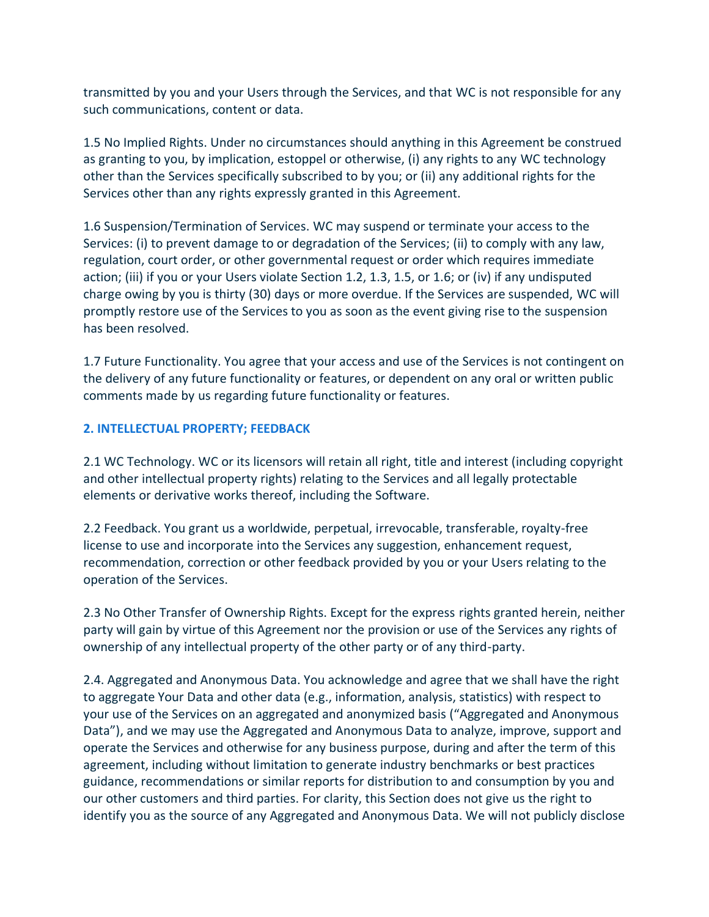transmitted by you and your Users through the Services, and that WC is not responsible for any such communications, content or data.

1.5 No Implied Rights. Under no circumstances should anything in this Agreement be construed as granting to you, by implication, estoppel or otherwise, (i) any rights to any WC technology other than the Services specifically subscribed to by you; or (ii) any additional rights for the Services other than any rights expressly granted in this Agreement.

1.6 Suspension/Termination of Services. WC may suspend or terminate your access to the Services: (i) to prevent damage to or degradation of the Services; (ii) to comply with any law, regulation, court order, or other governmental request or order which requires immediate action; (iii) if you or your Users violate Section 1.2, 1.3, 1.5, or 1.6; or (iv) if any undisputed charge owing by you is thirty (30) days or more overdue. If the Services are suspended, WC will promptly restore use of the Services to you as soon as the event giving rise to the suspension has been resolved.

1.7 Future Functionality. You agree that your access and use of the Services is not contingent on the delivery of any future functionality or features, or dependent on any oral or written public comments made by us regarding future functionality or features.

## 2. INTELLECTUAL PROPERTY; FEEDBACK

2.1 WC Technology. WC or its licensors will retain all right, title and interest (including copyright and other intellectual property rights) relating to the Services and all legally protectable elements or derivative works thereof, including the Software.

2.2 Feedback. You grant us a worldwide, perpetual, irrevocable, transferable, royalty-free license to use and incorporate into the Services any suggestion, enhancement request, recommendation, correction or other feedback provided by you or your Users relating to the operation of the Services.

2.3 No Other Transfer of Ownership Rights. Except for the express rights granted herein, neither party will gain by virtue of this Agreement nor the provision or use of the Services any rights of ownership of any intellectual property of the other party or of any third-party.

2.4. Aggregated and Anonymous Data. You acknowledge and agree that we shall have the right to aggregate Your Data and other data (e.g., information, analysis, statistics) with respect to your use of the Services on an aggregated and anonymized basis ("Aggregated and Anonymous Data"), and we may use the Aggregated and Anonymous Data to analyze, improve, support and operate the Services and otherwise for any business purpose, during and after the term of this agreement, including without limitation to generate industry benchmarks or best practices guidance, recommendations or similar reports for distribution to and consumption by you and our other customers and third parties. For clarity, this Section does not give us the right to identify you as the source of any Aggregated and Anonymous Data. We will not publicly disclose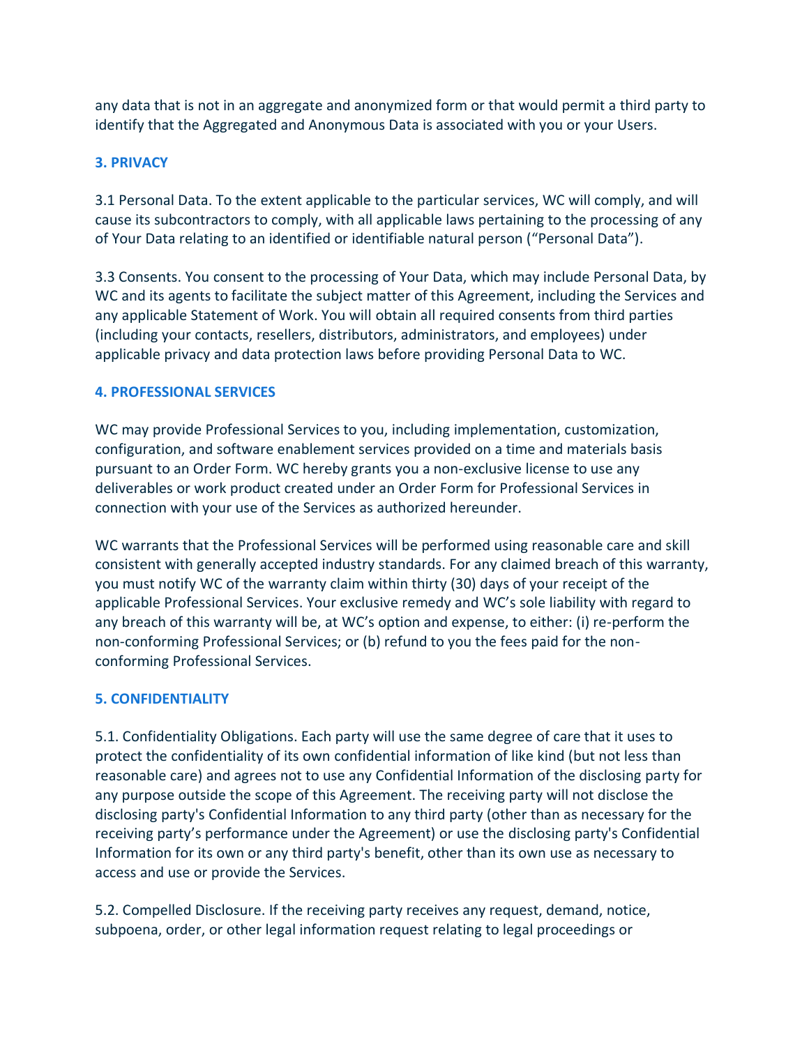any data that is not in an aggregate and anonymized form or that would permit a third party to identify that the Aggregated and Anonymous Data is associated with you or your Users.

## 3. PRIVACY

3.1 Personal Data. To the extent applicable to the particular services, WC will comply, and will cause its subcontractors to comply, with all applicable laws pertaining to the processing of any of Your Data relating to an identified or identifiable natural person ("Personal Data").

3.3 Consents. You consent to the processing of Your Data, which may include Personal Data, by WC and its agents to facilitate the subject matter of this Agreement, including the Services and any applicable Statement of Work. You will obtain all required consents from third parties (including your contacts, resellers, distributors, administrators, and employees) under applicable privacy and data protection laws before providing Personal Data to WC.

## 4. PROFESSIONAL SERVICES

WC may provide Professional Services to you, including implementation, customization, configuration, and software enablement services provided on a time and materials basis pursuant to an Order Form. WC hereby grants you a non-exclusive license to use any deliverables or work product created under an Order Form for Professional Services in connection with your use of the Services as authorized hereunder.

WC warrants that the Professional Services will be performed using reasonable care and skill consistent with generally accepted industry standards. For any claimed breach of this warranty, you must notify WC of the warranty claim within thirty (30) days of your receipt of the applicable Professional Services. Your exclusive remedy and WC's sole liability with regard to any breach of this warranty will be, at WC's option and expense, to either: (i) re-perform the non-conforming Professional Services; or (b) refund to you the fees paid for the non-conforming Professional Services.

## 5. CONFIDENTIALITY

5.1. Confidentiality Obligations. Each party will use the same degree of care that it uses to protect the confidentiality of its own confidential information of like kind (but not less than reasonable care) and agrees not to use any Confidential Information of the disclosing party for any purpose outside the scope of this Agreement. The receiving party will not disclose the disclosing party's Confidential Information to any third party (other than as necessary for the receiving party's performance under the Agreement) or use the disclosing party's Confidential Information for its own or any third party's benefit, other than its own use as necessary to access and use or provide the Services.

5.2. Compelled Disclosure. If the receiving party receives any request, demand, notice, subpoena, order, or other legal information request relating to legal proceedings or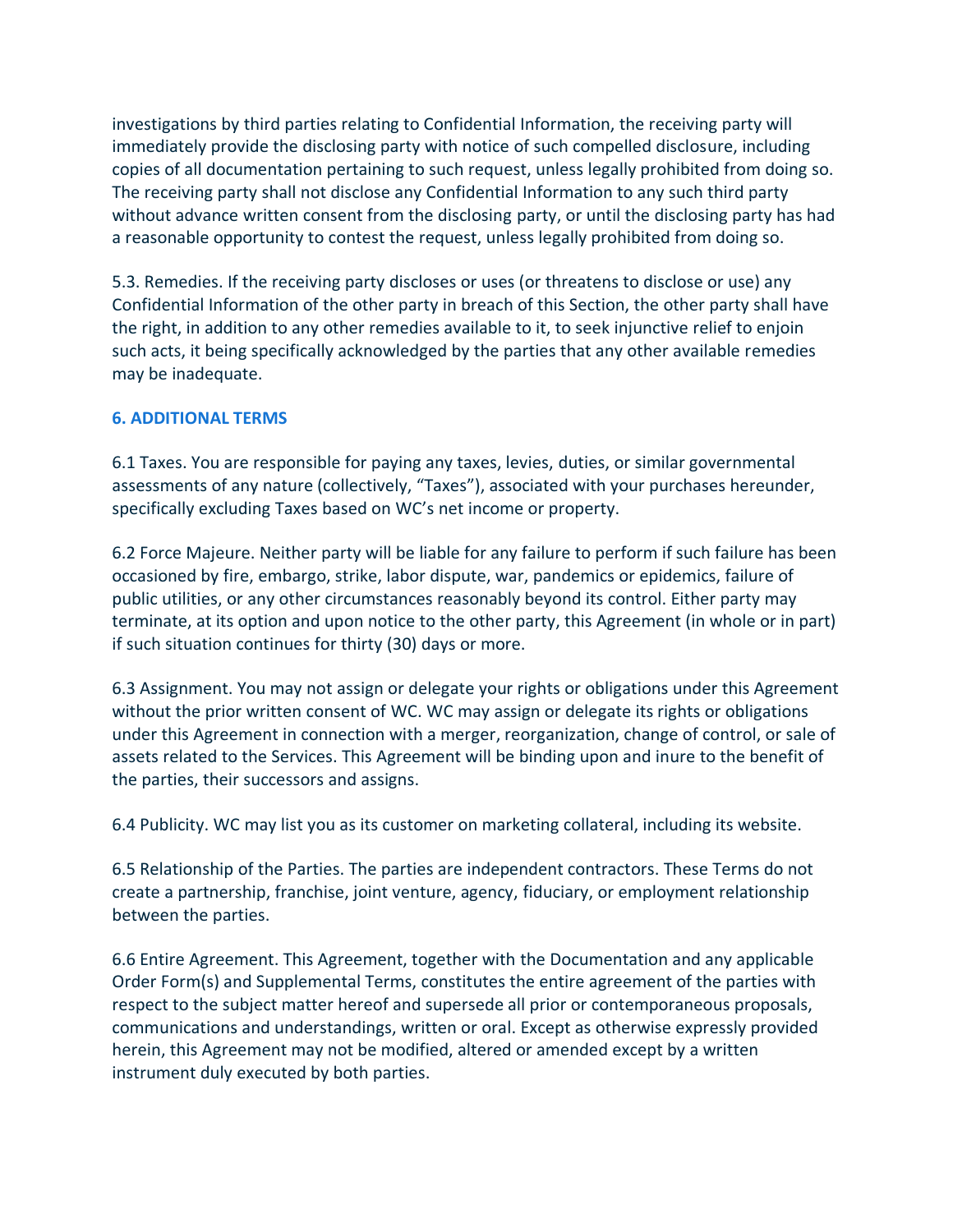investigations by third parties relating to Confidential Information, the receiving party will immediately provide the disclosing party with notice of such compelled disclosure, including copies of all documentation pertaining to such request, unless legally prohibited from doing so. The receiving party shall not disclose any Confidential Information to any such third party without advance written consent from the disclosing party, or until the disclosing party has had a reasonable opportunity to contest the request, unless legally prohibited from doing so.

5.3. Remedies. If the receiving party discloses or uses (or threatens to disclose or use) any Confidential Information of the other party in breach of this Section, the other party shall have the right, in addition to any other remedies available to it, to seek injunctive relief to enjoin such acts, it being specifically acknowledged by the parties that any other available remedies may be inadequate.

## 6. ADDITIONAL TERMS

6.1 Taxes. You are responsible for paying any taxes, levies, duties, or similar governmental assessments of any nature (collectively, "Taxes"), associated with your purchases hereunder, specifically excluding Taxes based on WC's net income or property.

6.2 Force Majeure. Neither party will be liable for any failure to perform if such failure has been occasioned by fire, embargo, strike, labor dispute, war, pandemics or epidemics, failure of public utilities, or any other circumstances reasonably beyond its control. Either party may terminate, at its option and upon notice to the other party, this Agreement (in whole or in part) if such situation continues for thirty (30) days or more.

6.3 Assignment. You may not assign or delegate your rights or obligations under this Agreement without the prior written consent of WC. WC may assign or delegate its rights or obligations under this Agreement in connection with a merger, reorganization, change of control, or sale of assets related to the Services. This Agreement will be binding upon and inure to the benefit of the parties, their successors and assigns.

6.4 Publicity. WC may list you as its customer on marketing collateral, including its website.

6.5 Relationship of the Parties. The parties are independent contractors. These Terms do not create a partnership, franchise, joint venture, agency, fiduciary, or employment relationship between the parties.

6.6 Entire Agreement. This Agreement, together with the Documentation and any applicable Order Form(s) and Supplemental Terms, constitutes the entire agreement of the parties with respect to the subject matter hereof and supersede all prior or contemporaneous proposals, communications and understandings, written or oral. Except as otherwise expressly provided herein, this Agreement may not be modified, altered or amended except by a written instrument duly executed by both parties.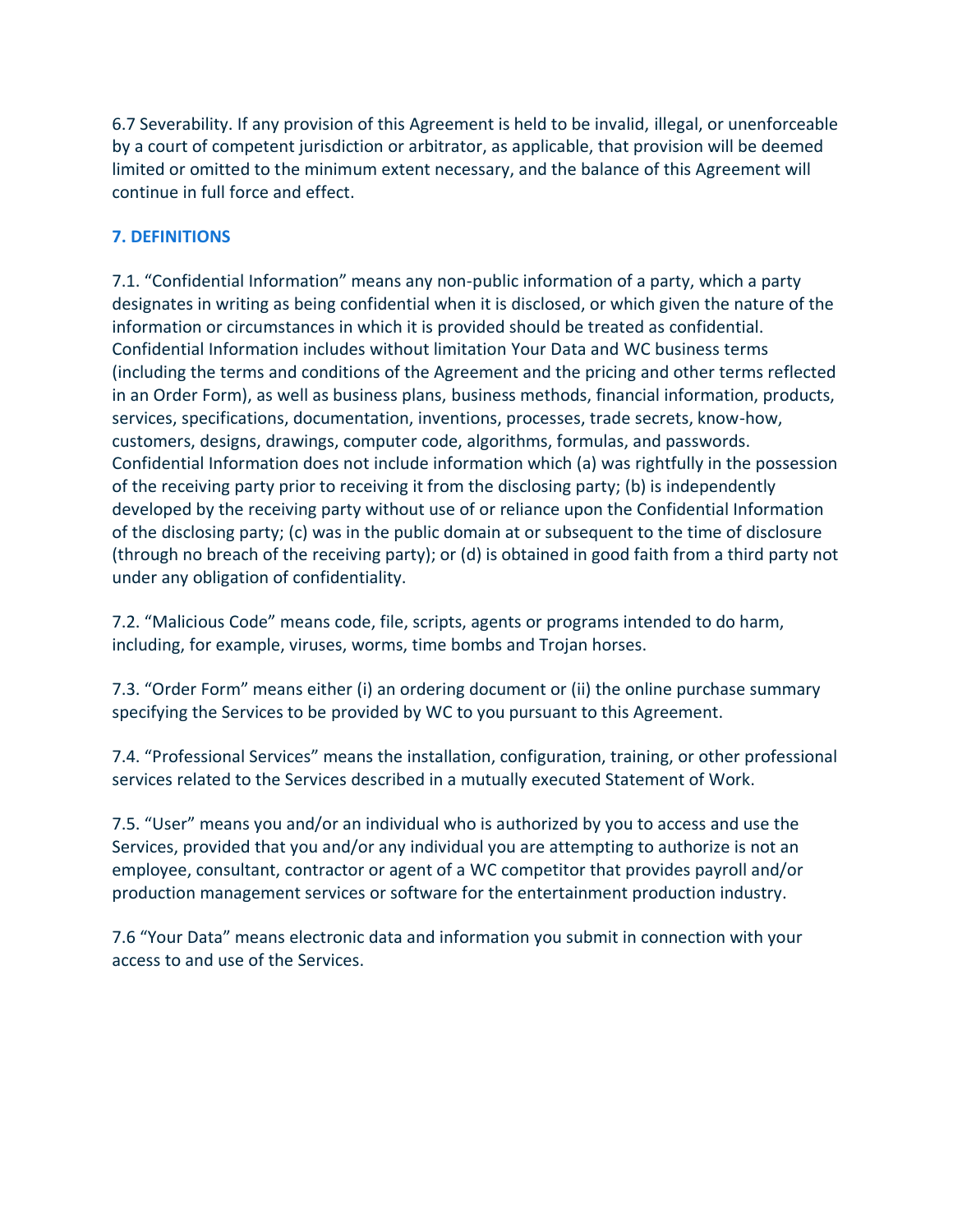6.7 Severability. If any provision of this Agreement is held to be invalid, illegal, or unenforceable by a court of competent jurisdiction or arbitrator, as applicable, that provision will be deemed limited or omitted to the minimum extent necessary, and the balance of this Agreement will continue in full force and effect.

## 7. DEFINITIONS

7.1. "Confidential Information" means any non-public information of a party, which a party designates in writing as being confidential when it is disclosed, or which given the nature of the information or circumstances in which it is provided should be treated as confidential. Confidential Information includes without limitation Your Data and WC business terms (including the terms and conditions of the Agreement and the pricing and other terms reflected in an Order Form), as well as business plans, business methods, financial information, products, services, specifications, documentation, inventions, processes, trade secrets, know-how, customers, designs, drawings, computer code, algorithms, formulas, and passwords. Confidential Information does not include information which (a) was rightfully in the possession of the receiving party prior to receiving it from the disclosing party; (b) is independently developed by the receiving party without use of or reliance upon the Confidential Information of the disclosing party; (c) was in the public domain at or subsequent to the time of disclosure (through no breach of the receiving party); or (d) is obtained in good faith from a third party not under any obligation of confidentiality.

7.2. "Malicious Code" means code, file, scripts, agents or programs intended to do harm, including, for example, viruses, worms, time bombs and Trojan horses.

7.3. "Order Form" means either (i) an ordering document or (ii) the online purchase summary specifying the Services to be provided by WC to you pursuant to this Agreement.

7.4. "Professional Services" means the installation, configuration, training, or other professional services related to the Services described in a mutually executed Statement of Work.

7.5. "User" means you and/or an individual who is authorized by you to access and use the Services, provided that you and/or any individual you are attempting to authorize is not an employee, consultant, contractor or agent of a WC competitor that provides payroll and/or production management services or software for the entertainment production industry.

7.6 "Your Data" means electronic data and information you submit in connection with your access to and use of the Services.